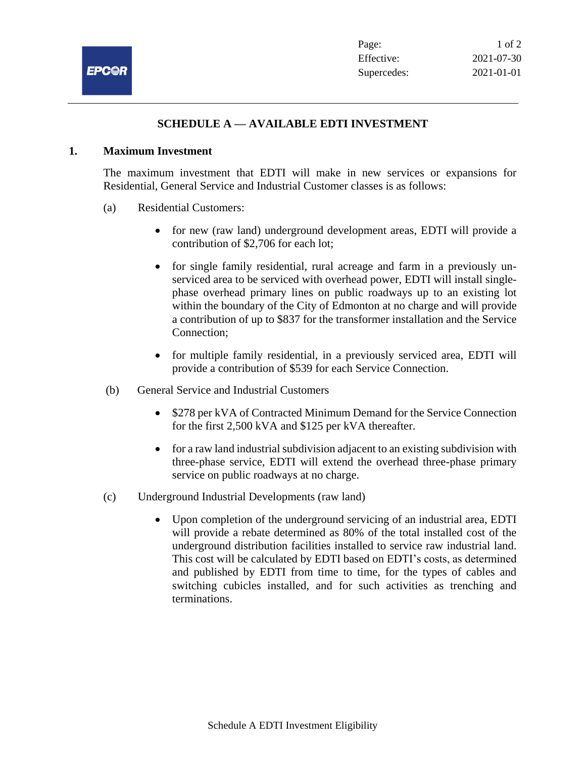# SCHEDULE A — AVAILABLE EDTI INVESTMENT

## 1. Maximum Investment

The maximum investment that EDTI will make in new services or expansions for Residential, General Service and Industrial Customer classes is as follows:

(a) Residential Customers:

- for new (raw land) underground development areas, EDTI will provide a contribution of $2,706 for each lot;
- for single family residential, rural acreage and farm in a previously un-serviced area to be serviced with overhead power, EDTI will install single-phase overhead primary lines on public roadways up to an existing lot within the boundary of the City of Edmonton at no charge and will provide a contribution of up to $837 for the transformer installation and the Service Connection;
- for multiple family residential, in a previously serviced area, EDTI will provide a contribution of $539 for each Service Connection.

(b) General Service and Industrial Customers

- $278 per kVA of Contracted Minimum Demand for the Service Connection for the first 2,500 kVA and $125 per kVA thereafter.
- for a raw land industrial subdivision adjacent to an existing subdivision with three-phase service, EDTI will extend the overhead three-phase primary service on public roadways at no charge.

(c) Underground Industrial Developments (raw land)

- Upon completion of the underground servicing of an industrial area, EDTI will provide a rebate determined as 80% of the total installed cost of the underground distribution facilities installed to service raw industrial land. This cost will be calculated by EDTI based on EDTI's costs, as determined and published by EDTI from time to time, for the types of cables and switching cubicles installed, and for such activities as trenching and terminations.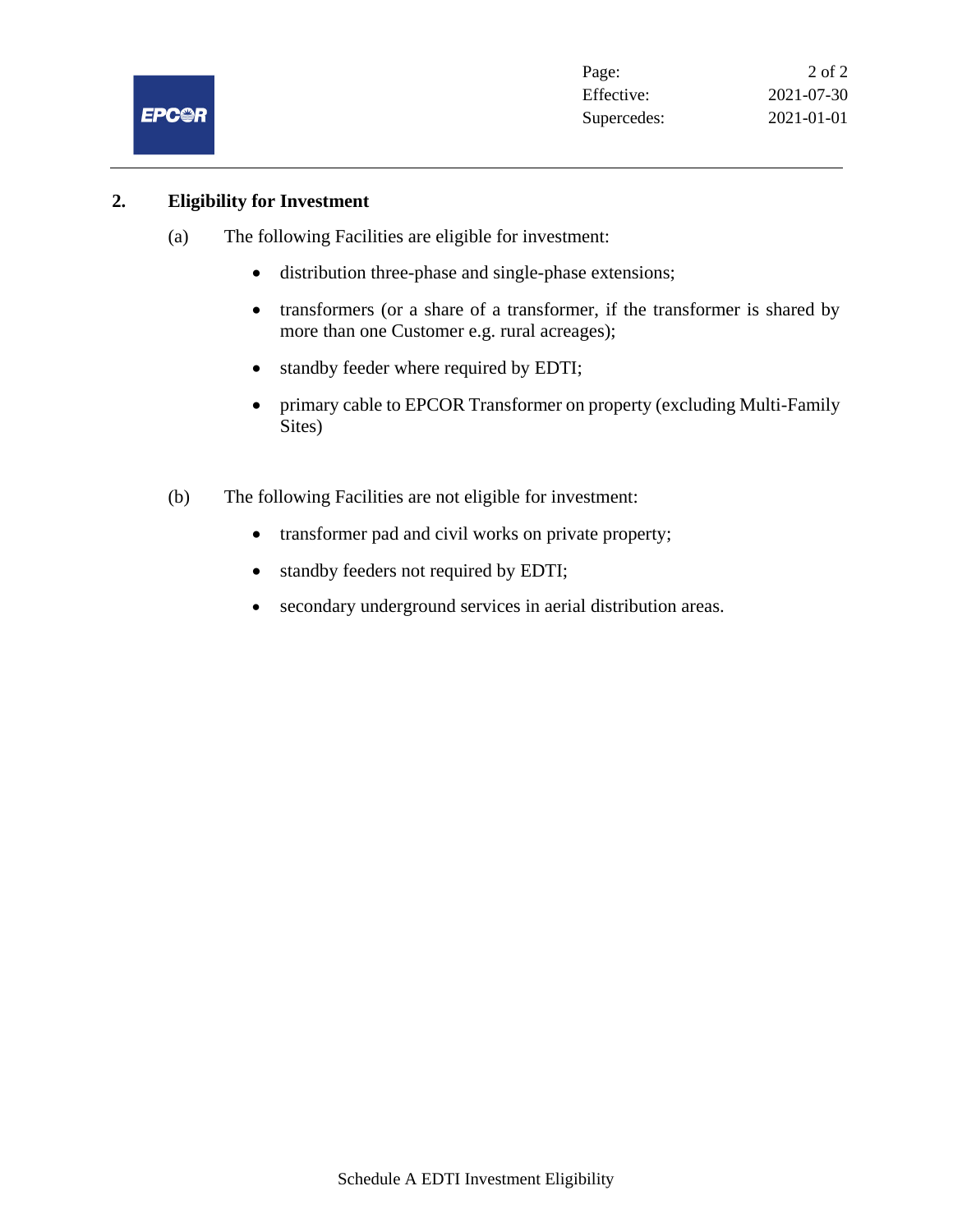## 2. Eligibility for Investment

(a) The following Facilities are eligible for investment:

- distribution three-phase and single-phase extensions;
- transformers (or a share of a transformer, if the transformer is shared by more than one Customer e.g. rural acreages);
- standby feeder where required by EDTI;
- primary cable to EPCOR Transformer on property (excluding Multi-Family Sites)

(b) The following Facilities are not eligible for investment:

- transformer pad and civil works on private property;
- standby feeders not required by EDTI;
- secondary underground services in aerial distribution areas.